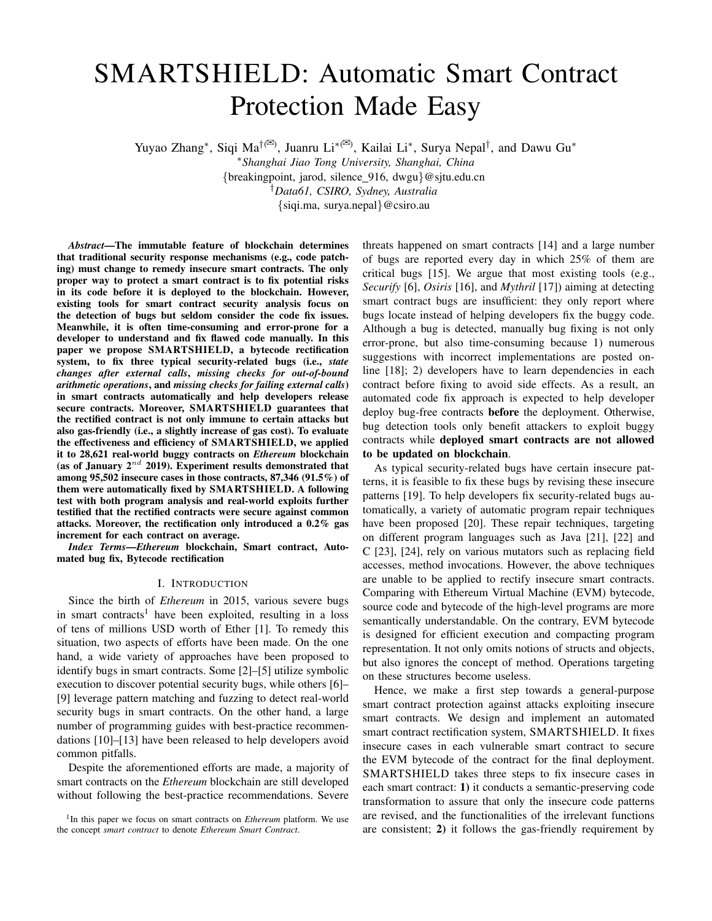# SMARTSHIELD: Automatic Smart Contract Protection Made Easy

Yuyao Zhang*, Siqi Ma†(✉), Juanru Li*(✉), Kailai Li*, Surya Nepal†, and Dawu Gu*

*Shanghai Jiao Tong University, Shanghai, China

{breakingpoint, jarod, silence_916, dwgu}@sjtu.edu.cn

†Data61, CSIRO, Sydney, Australia

{siqi.ma, surya.nepal}@csiro.au

***Abstract*—The immutable feature of blockchain determines that traditional security response mechanisms (e.g., code patching) must change to remedy insecure smart contracts. The only proper way to protect a smart contract is to fix potential risks in its code before it is deployed to the blockchain. However, existing tools for smart contract security analysis focus on the detection of bugs but seldom consider the code fix issues. Meanwhile, it is often time-consuming and error-prone for a developer to understand and fix flawed code manually. In this paper we propose SMARTSHIELD, a bytecode rectification system, to fix three typical security-related bugs (i.e., *state changes after external calls*, *missing checks for out-of-bound arithmetic operations*, and *missing checks for failing external calls*) in smart contracts automatically and help developers release secure contracts. Moreover, SMARTSHIELD guarantees that the rectified contract is not only immune to certain attacks but also gas-friendly (i.e., a slightly increase of gas cost). To evaluate the effectiveness and efficiency of SMARTSHIELD, we applied it to 28,621 real-world buggy contracts on *Ethereum* blockchain (as of January $2^{nd}$ 2019). Experiment results demonstrated that among 95,502 insecure cases in those contracts, 87,346 (91.5%) of them were automatically fixed by SMARTSHIELD. A following test with both program analysis and real-world exploits further testified that the rectified contracts were secure against common attacks. Moreover, the rectification only introduced a 0.2% gas increment for each contract on average.**

***Index Terms*—*Ethereum* blockchain, Smart contract, Automated bug fix, Bytecode rectification**

## I. Introduction

Since the birth of *Ethereum* in 2015, various severe bugs in smart contracts[1] have been exploited, resulting in a loss of tens of millions USD worth of Ether [1]. To remedy this situation, two aspects of efforts have been made. On the one hand, a wide variety of approaches have been proposed to identify bugs in smart contracts. Some [2]–[5] utilize symbolic execution to discover potential security bugs, while others [6]–[9] leverage pattern matching and fuzzing to detect real-world security bugs in smart contracts. On the other hand, a large number of programming guides with best-practice recommendations [10]–[13] have been released to help developers avoid common pitfalls.

Despite the aforementioned efforts are made, a majority of smart contracts on the *Ethereum* blockchain are still developed without following the best-practice recommendations. Severe threats happened on smart contracts [14] and a large number of bugs are reported every day in which 25% of them are critical bugs [15]. We argue that most existing tools (e.g., *Securify* [6], *Osiris* [16], and *Mythril* [17]) aiming at detecting smart contract bugs are insufficient: they only report where bugs locate instead of helping developers fix the buggy code. Although a bug is detected, manually bug fixing is not only error-prone, but also time-consuming because 1) numerous suggestions with incorrect implementations are posted online [18]; 2) developers have to learn dependencies in each contract before fixing to avoid side effects. As a result, an automated code fix approach is expected to help developer deploy bug-free contracts **before** the deployment. Otherwise, bug detection tools only benefit attackers to exploit buggy contracts while **deployed smart contracts are not allowed to be updated on blockchain**.

As typical security-related bugs have certain insecure patterns, it is feasible to fix these bugs by revising these insecure patterns [19]. To help developers fix security-related bugs automatically, a variety of automatic program repair techniques have been proposed [20]. These repair techniques, targeting on different program languages such as Java [21], [22] and C [23], [24], rely on various mutators such as replacing field accesses, method invocations. However, the above techniques are unable to be applied to rectify insecure smart contracts. Comparing with Ethereum Virtual Machine (EVM) bytecode, source code and bytecode of the high-level programs are more semantically understandable. On the contrary, EVM bytecode is designed for efficient execution and compacting program representation. It not only omits notions of structs and objects, but also ignores the concept of method. Operations targeting on these structures become useless.

Hence, we make a first step towards a general-purpose smart contract protection against attacks exploiting insecure smart contracts. We design and implement an automated smart contract rectification system, SMARTSHIELD. It fixes insecure cases in each vulnerable smart contract to secure the EVM bytecode of the contract for the final deployment. SMARTSHIELD takes three steps to fix insecure cases in each smart contract: **1)** it conducts a semantic-preserving code transformation to assure that only the insecure code patterns are revised, and the functionalities of the irrelevant functions are consistent; **2)** it follows the gas-friendly requirement by

[1] In this paper we focus on smart contracts on *Ethereum* platform. We use the concept *smart contract* to denote *Ethereum Smart Contract*.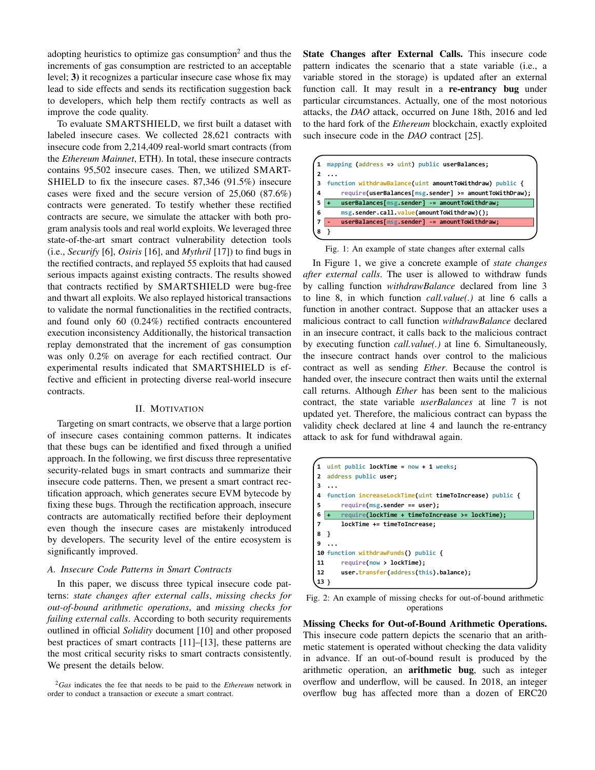adopting heuristics to optimize gas consumption[2] and thus the increments of gas consumption are restricted to an acceptable level; **3)** it recognizes a particular insecure case whose fix may lead to side effects and sends its rectification suggestion back to developers, which help them rectify contracts as well as improve the code quality.

To evaluate SMARTSHIELD, we first built a dataset with labeled insecure cases. We collected 28,621 contracts with insecure code from 2,214,409 real-world smart contracts (from the *Ethereum Mainnet*, ETH). In total, these insecure contracts contains 95,502 insecure cases. Then, we utilized SMARTSHIELD to fix the insecure cases. 87,346 (91.5%) insecure cases were fixed and the secure version of 25,060 (87.6%) contracts were generated. To testify whether these rectified contracts are secure, we simulate the attacker with both program analysis tools and real world exploits. We leveraged three state-of-the-art smart contract vulnerability detection tools (i.e., *Securify* [6], *Osiris* [16], and *Mythril* [17]) to find bugs in the rectified contracts, and replayed 55 exploits that had caused serious impacts against existing contracts. The results showed that contracts rectified by SMARTSHIELD were bug-free and thwart all exploits. We also replayed historical transactions to validate the normal functionalities in the rectified contracts, and found only 60 (0.24%) rectified contracts encountered execution inconsistency Additionally, the historical transaction replay demonstrated that the increment of gas consumption was only 0.2% on average for each rectified contract. Our experimental results indicated that SMARTSHIELD is effective and efficient in protecting diverse real-world insecure contracts.

## II. Motivation

Targeting on smart contracts, we observe that a large portion of insecure cases containing common patterns. It indicates that these bugs can be identified and fixed through a unified approach. In the following, we first discuss three representative security-related bugs in smart contracts and summarize their insecure code patterns. Then, we present a smart contract rectification approach, which generates secure EVM bytecode by fixing these bugs. Through the rectification approach, insecure contracts are automatically rectified before their deployment even though the insecure cases are mistakenly introduced by developers. The security level of the entire ecosystem is significantly improved.

### A. Insecure Code Patterns in Smart Contracts

In this paper, we discuss three typical insecure code patterns: *state changes after external calls*, *missing checks for out-of-bound arithmetic operations*, and *missing checks for failing external calls*. According to both security requirements outlined in official *Solidity* document [10] and other proposed best practices of smart contracts [11]–[13], these patterns are the most critical security risks to smart contracts consistently. We present the details below.

[2] *Gas* indicates the fee that needs to be paid to the *Ethereum* network in order to conduct a transaction or execute a smart contract.

**State Changes after External Calls.** This insecure code pattern indicates the scenario that a state variable (i.e., a variable stored in the storage) is updated after an external function call. It may result in a **re-entrancy bug** under particular circumstances. Actually, one of the most notorious attacks, the *DAO* attack, occurred on June 18th, 2016 and led to the hard fork of the *Ethereum* blockchain, exactly exploited such insecure code in the *DAO* contract [25].

```
1  mapping (address => uint) public userBalances;
2  ...
3  function withdrawBalance(uint amountToWithdraw) public {
4      require(userBalances[msg.sender] >= amountToWithDraw);
5  +   userBalances[msg.sender] -= amountToWithdraw;
6      msg.sender.call.value(amountToWithdraw)();
7  -   userBalances[msg.sender] -= amountToWithdraw;
8  }
```

Fig. 1: An example of state changes after external calls

In Figure 1, we give a concrete example of *state changes after external calls*. The user is allowed to withdraw funds by calling function *withdrawBalance* declared from line 3 to line 8, in which function *call.value(.)* at line 6 calls a function in another contract. Suppose that an attacker uses a malicious contract to call function *withdrawBalance* declared in an insecure contract, it calls back to the malicious contract by executing function *call.value(.)* at line 6. Simultaneously, the insecure contract hands over control to the malicious contract as well as sending *Ether*. Because the control is handed over, the insecure contract then waits until the external call returns. Although *Ether* has been sent to the malicious contract, the state variable *userBalances* at line 7 is not updated yet. Therefore, the malicious contract can bypass the validity check declared at line 4 and launch the re-entrancy attack to ask for fund withdrawal again.

```
1  uint public lockTime = now + 1 weeks;
2  address public user;
3  ...
4  function increaseLockTime(uint timeToIncrease) public {
5      require(msg.sender == user);
6  +   require(lockTime + timeToIncrease >= lockTime);
7      lockTime += timeToIncrease;
8  }
9  ...
10 function withdrawFunds() public {
11     require(now > lockTime);
12     user.transfer(address(this).balance);
13 }
```

Fig. 2: An example of missing checks for out-of-bound arithmetic operations

**Missing Checks for Out-of-Bound Arithmetic Operations.** This insecure code pattern depicts the scenario that an arithmetic statement is operated without checking the data validity in advance. If an out-of-bound result is produced by the arithmetic operation, an **arithmetic bug**, such as integer overflow and underflow, will be caused. In 2018, an integer overflow bug has affected more than a dozen of ERC20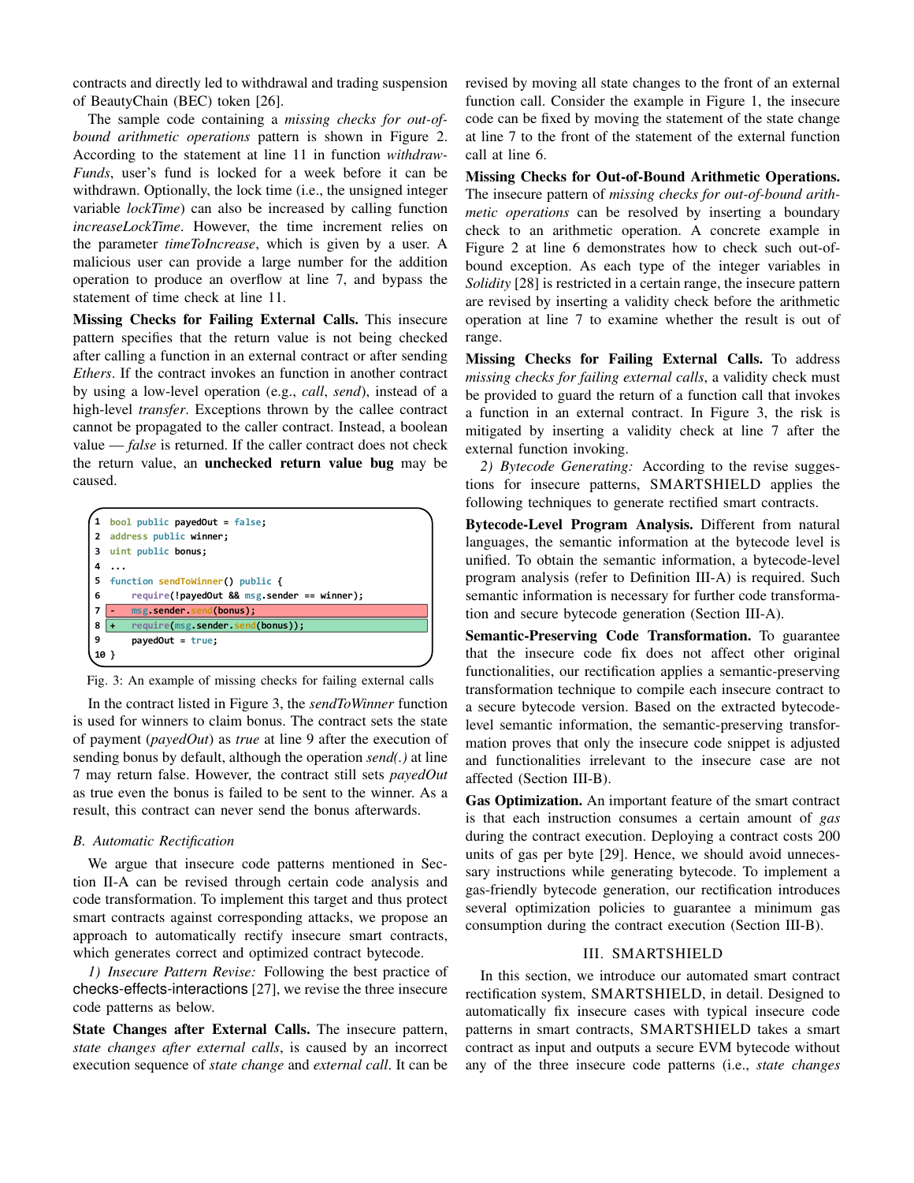contracts and directly led to withdrawal and trading suspension of BeautyChain (BEC) token [26].

The sample code containing a *missing checks for out-of-bound arithmetic operations* pattern is shown in Figure 2. According to the statement at line 11 in function *withdrawFunds*, user's fund is locked for a week before it can be withdrawn. Optionally, the lock time (i.e., the unsigned integer variable *lockTime*) can also be increased by calling function *increaseLockTime*. However, the time increment relies on the parameter *timeToIncrease*, which is given by a user. A malicious user can provide a large number for the addition operation to produce an overflow at line 7, and bypass the statement of time check at line 11.

**Missing Checks for Failing External Calls.** This insecure pattern specifies that the return value is not being checked after calling a function in an external contract or after sending *Ethers*. If the contract invokes an function in another contract by using a low-level operation (e.g., *call*, *send*), instead of a high-level *transfer*. Exceptions thrown by the callee contract cannot be propagated to the caller contract. Instead, a boolean value — *false* is returned. If the caller contract does not check the return value, an **unchecked return value bug** may be caused.

```
1  bool public payedOut = false;
2  address public winner;
3  uint public bonus;
4  ...
5  function sendToWinner() public {
6      require(!payedOut && msg.sender == winner);
7  -   msg.sender.send(bonus);
8  +   require(msg.sender.send(bonus));
9      payedOut = true;
10 }
```

Fig. 3: An example of missing checks for failing external calls

In the contract listed in Figure 3, the *sendToWinner* function is used for winners to claim bonus. The contract sets the state of payment (*payedOut*) as *true* at line 9 after the execution of sending bonus by default, although the operation *send(.)* at line 7 may return false. However, the contract still sets *payedOut* as true even the bonus is failed to be sent to the winner. As a result, this contract can never send the bonus afterwards.

### B. Automatic Rectification

We argue that insecure code patterns mentioned in Section II-A can be revised through certain code analysis and code transformation. To implement this target and thus protect smart contracts against corresponding attacks, we propose an approach to automatically rectify insecure smart contracts, which generates correct and optimized contract bytecode.

*1) Insecure Pattern Revise:* Following the best practice of checks-effects-interactions [27], we revise the three insecure code patterns as below.

**State Changes after External Calls.** The insecure pattern, *state changes after external calls*, is caused by an incorrect execution sequence of *state change* and *external call*. It can be revised by moving all state changes to the front of an external function call. Consider the example in Figure 1, the insecure code can be fixed by moving the statement of the state change at line 7 to the front of the statement of the external function call at line 6.

**Missing Checks for Out-of-Bound Arithmetic Operations.** The insecure pattern of *missing checks for out-of-bound arithmetic operations* can be resolved by inserting a boundary check to an arithmetic operation. A concrete example in Figure 2 at line 6 demonstrates how to check such out-of-bound exception. As each type of the integer variables in *Solidity* [28] is restricted in a certain range, the insecure pattern are revised by inserting a validity check before the arithmetic operation at line 7 to examine whether the result is out of range.

**Missing Checks for Failing External Calls.** To address *missing checks for failing external calls*, a validity check must be provided to guard the return of a function call that invokes a function in an external contract. In Figure 3, the risk is mitigated by inserting a validity check at line 7 after the external function invoking.

*2) Bytecode Generating:* According to the revise suggestions for insecure patterns, SMARTSHIELD applies the following techniques to generate rectified smart contracts.

**Bytecode-Level Program Analysis.** Different from natural languages, the semantic information at the bytecode level is unified. To obtain the semantic information, a bytecode-level program analysis (refer to Definition III-A) is required. Such semantic information is necessary for further code transformation and secure bytecode generation (Section III-A).

**Semantic-Preserving Code Transformation.** To guarantee that the insecure code fix does not affect other original functionalities, our rectification applies a semantic-preserving transformation technique to compile each insecure contract to a secure bytecode version. Based on the extracted bytecode-level semantic information, the semantic-preserving transformation proves that only the insecure code snippet is adjusted and functionalities irrelevant to the insecure case are not affected (Section III-B).

**Gas Optimization.** An important feature of the smart contract is that each instruction consumes a certain amount of *gas* during the contract execution. Deploying a contract costs 200 units of gas per byte [29]. Hence, we should avoid unnecessary instructions while generating bytecode. To implement a gas-friendly bytecode generation, our rectification introduces several optimization policies to guarantee a minimum gas consumption during the contract execution (Section III-B).

## III. SMARTSHIELD

In this section, we introduce our automated smart contract rectification system, SMARTSHIELD, in detail. Designed to automatically fix insecure cases with typical insecure code patterns in smart contracts, SMARTSHIELD takes a smart contract as input and outputs a secure EVM bytecode without any of the three insecure code patterns (i.e., *state changes*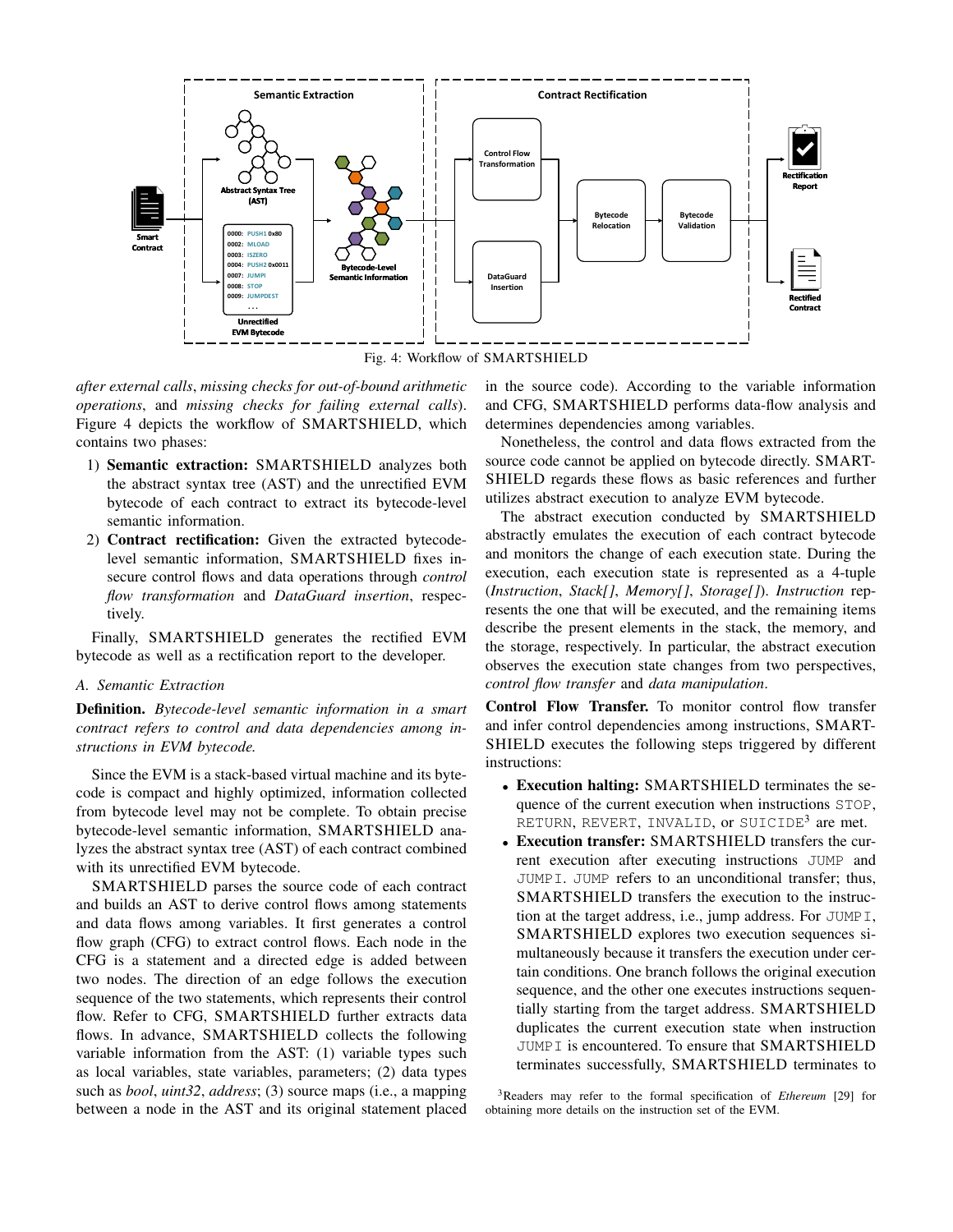Fig. 4: Workflow of SMARTSHIELD

*after external calls*, *missing checks for out-of-bound arithmetic operations*, and *missing checks for failing external calls*). Figure 4 depicts the workflow of SMARTSHIELD, which contains two phases:

1) **Semantic extraction:** SMARTSHIELD analyzes both the abstract syntax tree (AST) and the unrectified EVM bytecode of each contract to extract its bytecode-level semantic information.
2) **Contract rectification:** Given the extracted bytecode-level semantic information, SMARTSHIELD fixes insecure control flows and data operations through *control flow transformation* and *DataGuard insertion*, respectively.

Finally, SMARTSHIELD generates the rectified EVM bytecode as well as a rectification report to the developer.

### A. Semantic Extraction

**Definition.** *Bytecode-level semantic information in a smart contract refers to control and data dependencies among instructions in EVM bytecode.*

Since the EVM is a stack-based virtual machine and its bytecode is compact and highly optimized, information collected from bytecode level may not be complete. To obtain precise bytecode-level semantic information, SMARTSHIELD analyzes the abstract syntax tree (AST) of each contract combined with its unrectified EVM bytecode.

SMARTSHIELD parses the source code of each contract and builds an AST to derive control flows among statements and data flows among variables. It first generates a control flow graph (CFG) to extract control flows. Each node in the CFG is a statement and a directed edge is added between two nodes. The direction of an edge follows the execution sequence of the two statements, which represents their control flow. Refer to CFG, SMARTSHIELD further extracts data flows. In advance, SMARTSHIELD collects the following variable information from the AST: (1) variable types such as local variables, state variables, parameters; (2) data types such as *bool*, *uint32*, *address*; (3) source maps (i.e., a mapping between a node in the AST and its original statement placed in the source code). According to the variable information and CFG, SMARTSHIELD performs data-flow analysis and determines dependencies among variables.

Nonetheless, the control and data flows extracted from the source code cannot be applied on bytecode directly. SMARTSHIELD regards these flows as basic references and further utilizes abstract execution to analyze EVM bytecode.

The abstract execution conducted by SMARTSHIELD abstractly emulates the execution of each contract bytecode and monitors the change of each execution state. During the execution, each execution state is represented as a 4-tuple (*Instruction*, *Stack[]*, *Memory[]*, *Storage[]*). *Instruction* represents the one that will be executed, and the remaining items describe the present elements in the stack, the memory, and the storage, respectively. In particular, the abstract execution observes the execution state changes from two perspectives, *control flow transfer* and *data manipulation*.

**Control Flow Transfer.** To monitor control flow transfer and infer control dependencies among instructions, SMARTSHIELD executes the following steps triggered by different instructions:

- **Execution halting:** SMARTSHIELD terminates the sequence of the current execution when instructions `STOP`, `RETURN`, `REVERT`, `INVALID`, or `SUICIDE`[3] are met.
- **Execution transfer:** SMARTSHIELD transfers the current execution after executing instructions `JUMP` and `JUMPI`. `JUMP` refers to an unconditional transfer; thus, SMARTSHIELD transfers the execution to the instruction at the target address, i.e., jump address. For `JUMPI`, SMARTSHIELD explores two execution sequences simultaneously because it transfers the execution under certain conditions. One branch follows the original execution sequence, and the other one executes instructions sequentially starting from the target address. SMARTSHIELD duplicates the current execution state when instruction `JUMPI` is encountered. To ensure that SMARTSHIELD terminates successfully, SMARTSHIELD terminates to

[3]Readers may refer to the formal specification of *Ethereum* [29] for obtaining more details on the instruction set of the EVM.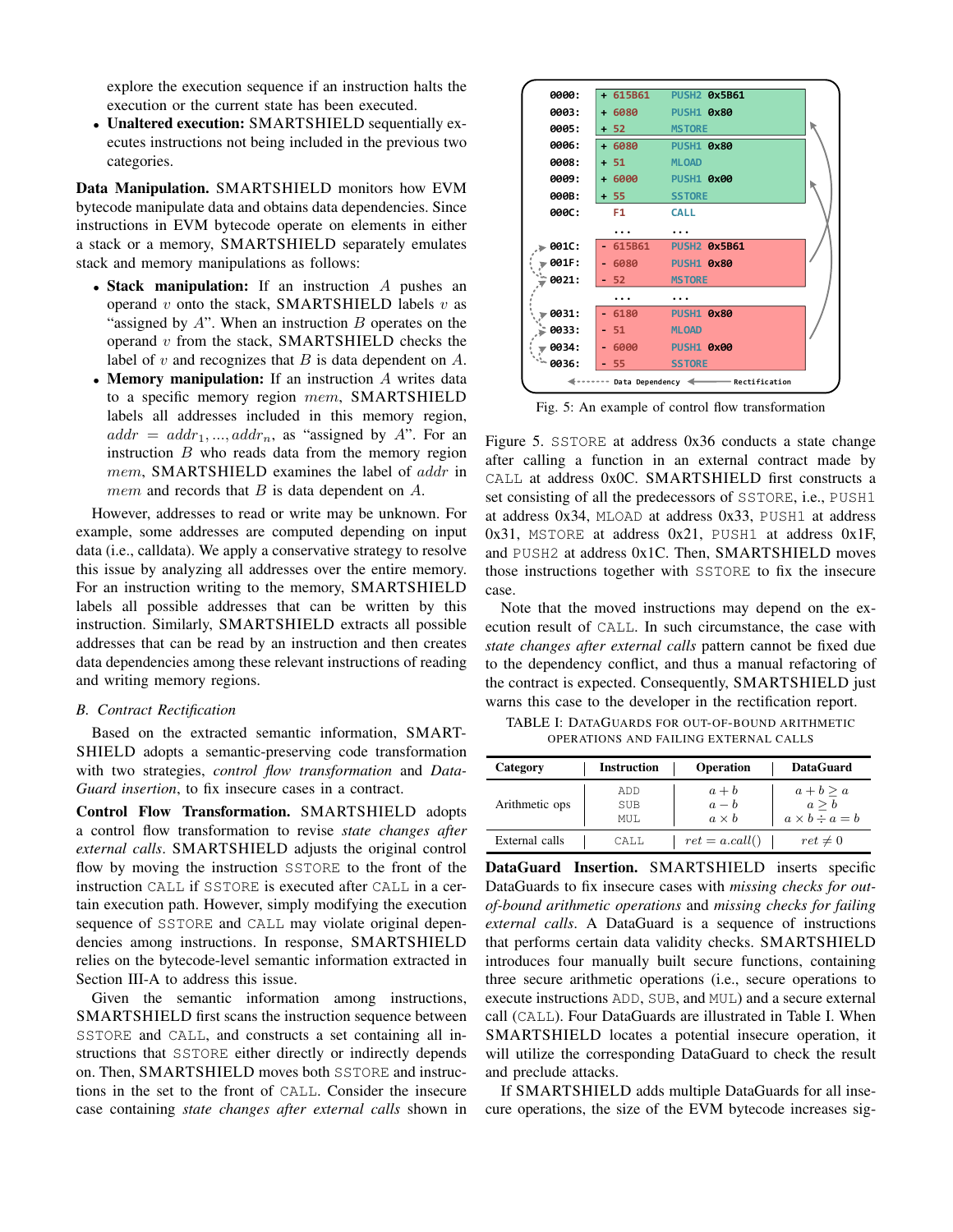explore the execution sequence if an instruction halts the execution or the current state has been executed.

- **Unaltered execution:** SMARTSHIELD sequentially executes instructions not being included in the previous two categories.

**Data Manipulation.** SMARTSHIELD monitors how EVM bytecode manipulate data and obtains data dependencies. Since instructions in EVM bytecode operate on elements in either a stack or a memory, SMARTSHIELD separately emulates stack and memory manipulations as follows:

- **Stack manipulation:** If an instruction $A$ pushes an operand $v$ onto the stack, SMARTSHIELD labels $v$ as "assigned by $A$". When an instruction $B$ operates on the operand $v$ from the stack, SMARTSHIELD checks the label of $v$ and recognizes that $B$ is data dependent on $A$.
- **Memory manipulation:** If an instruction $A$ writes data to a specific memory region $mem$, SMARTSHIELD labels all addresses included in this memory region, $addr = addr_1, ..., addr_n$, as "assigned by $A$". For an instruction $B$ who reads data from the memory region $mem$, SMARTSHIELD examines the label of $addr$ in $mem$ and records that $B$ is data dependent on $A$.

However, addresses to read or write may be unknown. For example, some addresses are computed depending on input data (i.e., calldata). We apply a conservative strategy to resolve this issue by analyzing all addresses over the entire memory. For an instruction writing to the memory, SMARTSHIELD labels all possible addresses that can be written by this instruction. Similarly, SMARTSHIELD extracts all possible addresses that can be read by an instruction and then creates data dependencies among these relevant instructions of reading and writing memory regions.

## B. Contract Rectification

Based on the extracted semantic information, SMARTSHIELD adopts a semantic-preserving code transformation with two strategies, *control flow transformation* and *DataGuard insertion*, to fix insecure cases in a contract.

**Control Flow Transformation.** SMARTSHIELD adopts a control flow transformation to revise *state changes after external calls*. SMARTSHIELD adjusts the original control flow by moving the instruction SSTORE to the front of the instruction CALL if SSTORE is executed after CALL in a certain execution path. However, simply modifying the execution sequence of SSTORE and CALL may violate original dependencies among instructions. In response, SMARTSHIELD relies on the bytecode-level semantic information extracted in Section III-A to address this issue.

Given the semantic information among instructions, SMARTSHIELD first scans the instruction sequence between SSTORE and CALL, and constructs a set containing all instructions that SSTORE either directly or indirectly depends on. Then, SMARTSHIELD moves both SSTORE and instructions in the set to the front of CALL. Consider the insecure case containing *state changes after external calls* shown in

```
0000:  + 615B61   PUSH2 0x5B61
0003:  + 6080     PUSH1 0x80
0005:  + 52       MSTORE
0006:  + 6080     PUSH1 0x80
0008:  + 51       MLOAD
0009:  + 6000     PUSH1 0x00
000B:  + 55       SSTORE
000C:    F1       CALL
         ...      ...
001C:  - 615B61   PUSH2 0x5B61
001F:  - 6080     PUSH1 0x80
0021:  - 52       MSTORE
         ...      ...
0031:  - 6180     PUSH1 0x80
0033:  - 51       MLOAD
0034:  - 6000     PUSH1 0x00
0036:  - 55       SSTORE
```

Fig. 5: An example of control flow transformation

Figure 5. SSTORE at address 0x36 conducts a state change after calling a function in an external contract made by CALL at address 0x0C. SMARTSHIELD first constructs a set consisting of all the predecessors of SSTORE, i.e., PUSH1 at address 0x34, MLOAD at address 0x33, PUSH1 at address 0x31, MSTORE at address 0x21, PUSH1 at address 0x1F, and PUSH2 at address 0x1C. Then, SMARTSHIELD moves those instructions together with SSTORE to fix the insecure case.

Note that the moved instructions may depend on the execution result of CALL. In such circumstance, the case with *state changes after external calls* pattern cannot be fixed due to the dependency conflict, and thus a manual refactoring of the contract is expected. Consequently, SMARTSHIELD just warns this case to the developer in the rectification report.

TABLE I: DataGuards for out-of-bound arithmetic operations and failing external calls

| Category | Instruction | Operation | DataGuard |
|---|---|---|---|
| Arithmetic ops | ADD<br>SUB<br>MUL | $a + b$<br>$a - b$<br>$a \times b$ | $a + b \geq a$<br>$a \geq b$<br>$a \times b \div a = b$ |
| External calls | CALL | $ret = a.call()$ | $ret \neq 0$ |

**DataGuard Insertion.** SMARTSHIELD inserts specific DataGuards to fix insecure cases with *missing checks for out-of-bound arithmetic operations* and *missing checks for failing external calls*. A DataGuard is a sequence of instructions that performs certain data validity checks. SMARTSHIELD introduces four manually built secure functions, containing three secure arithmetic operations (i.e., secure operations to execute instructions ADD, SUB, and MUL) and a secure external call (CALL). Four DataGuards are illustrated in Table I. When SMARTSHIELD locates a potential insecure operation, it will utilize the corresponding DataGuard to check the result and preclude attacks.

If SMARTSHIELD adds multiple DataGuards for all insecure operations, the size of the EVM bytecode increases sig-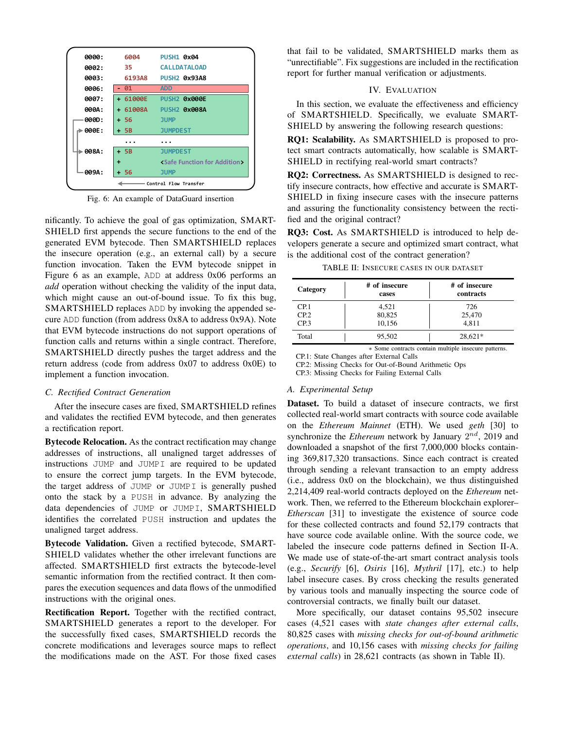```
0000:   6004      PUSH1 0x04
0002:   35        CALLDATALOAD
0003:   6193A8    PUSH2 0x93A8
0006: - 01        ADD
0007: + 61000E    PUSH2 0x000E
000A: + 61008A    PUSH2 0x008A
000D: + 56        JUMP
000E: + 5B        JUMPDEST
        ...       ...
008A: + 5B        JUMPDEST
      +           <Safe Function for Addition>
009A: + 56        JUMP
                  Control Flow Transfer
```

Fig. 6: An example of DataGuard insertion

nificantly. To achieve the goal of gas optimization, SMARTSHIELD first appends the secure functions to the end of the generated EVM bytecode. Then SMARTSHIELD replaces the insecure operation (e.g., an external call) by a secure function invocation. Taken the EVM bytecode snippet in Figure 6 as an example, ADD at address 0x06 performs an *add* operation without checking the validity of the input data, which might cause an out-of-bound issue. To fix this bug, SMARTSHIELD replaces ADD by invoking the appended secure ADD function (from address 0x8A to address 0x9A). Note that EVM bytecode instructions do not support operations of function calls and returns within a single contract. Therefore, SMARTSHIELD directly pushes the target address and the return address (code from address 0x07 to address 0x0E) to implement a function invocation.

### C. Rectified Contract Generation

After the insecure cases are fixed, SMARTSHIELD refines and validates the rectified EVM bytecode, and then generates a rectification report.

**Bytecode Relocation.** As the contract rectification may change addresses of instructions, all unaligned target addresses of instructions JUMP and JUMPI are required to be updated to ensure the correct jump targets. In the EVM bytecode, the target address of JUMP or JUMPI is generally pushed onto the stack by a PUSH in advance. By analyzing the data dependencies of JUMP or JUMPI, SMARTSHIELD identifies the correlated PUSH instruction and updates the unaligned target address.

**Bytecode Validation.** Given a rectified bytecode, SMARTSHIELD validates whether the other irrelevant functions are affected. SMARTSHIELD first extracts the bytecode-level semantic information from the rectified contract. It then compares the execution sequences and data flows of the unmodified instructions with the original ones.

**Rectification Report.** Together with the rectified contract, SMARTSHIELD generates a report to the developer. For the successfully fixed cases, SMARTSHIELD records the concrete modifications and leverages source maps to reflect the modifications made on the AST. For those fixed cases that fail to be validated, SMARTSHIELD marks them as "unrectifiable". Fix suggestions are included in the rectification report for further manual verification or adjustments.

## IV. Evaluation

In this section, we evaluate the effectiveness and efficiency of SMARTSHIELD. Specifically, we evaluate SMARTSHIELD by answering the following research questions:

**RQ1: Scalability.** As SMARTSHIELD is proposed to protect smart contracts automatically, how scalable is SMARTSHIELD in rectifying real-world smart contracts?

**RQ2: Correctness.** As SMARTSHIELD is designed to rectify insecure contracts, how effective and accurate is SMARTSHIELD in fixing insecure cases with the insecure patterns and assuring the functionality consistency between the rectified and the original contract?

**RQ3: Cost.** As SMARTSHIELD is introduced to help developers generate a secure and optimized smart contract, what is the additional cost of the contract generation?

TABLE II: Insecure cases in our dataset

| Category | # of insecure cases | # of insecure contracts |
|---|---|---|
| CP.1 | 4,521 | 726 |
| CP.2 | 80,825 | 25,470 |
| CP.3 | 10,156 | 4,811 |
| Total | 95,502 | 28,621* |

∗ Some contracts contain multiple insecure patterns.
CP.1: State Changes after External Calls
CP.2: Missing Checks for Out-of-Bound Arithmetic Ops
CP.3: Missing Checks for Failing External Calls

### A. Experimental Setup

**Dataset.** To build a dataset of insecure contracts, we first collected real-world smart contracts with source code available on the *Ethereum Mainnet* (ETH). We used *geth* [30] to synchronize the *Ethereum* network by January $2^{nd}$, 2019 and downloaded a snapshot of the first 7,000,000 blocks containing 369,817,320 transactions. Since each contract is created through sending a relevant transaction to an empty address (i.e., address 0x0 on the blockchain), we thus distinguished 2,214,409 real-world contracts deployed on the *Ethereum* network. Then, we referred to the Ethereum blockchain explorer–*Etherscan* [31] to investigate the existence of source code for these collected contracts and found 52,179 contracts that have source code available online. With the source code, we labeled the insecure code patterns defined in Section II-A. We made use of state-of-the-art smart contract analysis tools (e.g., *Securify* [6], *Osiris* [16], *Mythril* [17], etc.) to help label insecure cases. By cross checking the results generated by various tools and manually inspecting the source code of controversial contracts, we finally built our dataset.

More specifically, our dataset contains 95,502 insecure cases (4,521 cases with *state changes after external calls*, 80,825 cases with *missing checks for out-of-bound arithmetic operations*, and 10,156 cases with *missing checks for failing external calls*) in 28,621 contracts (as shown in Table II).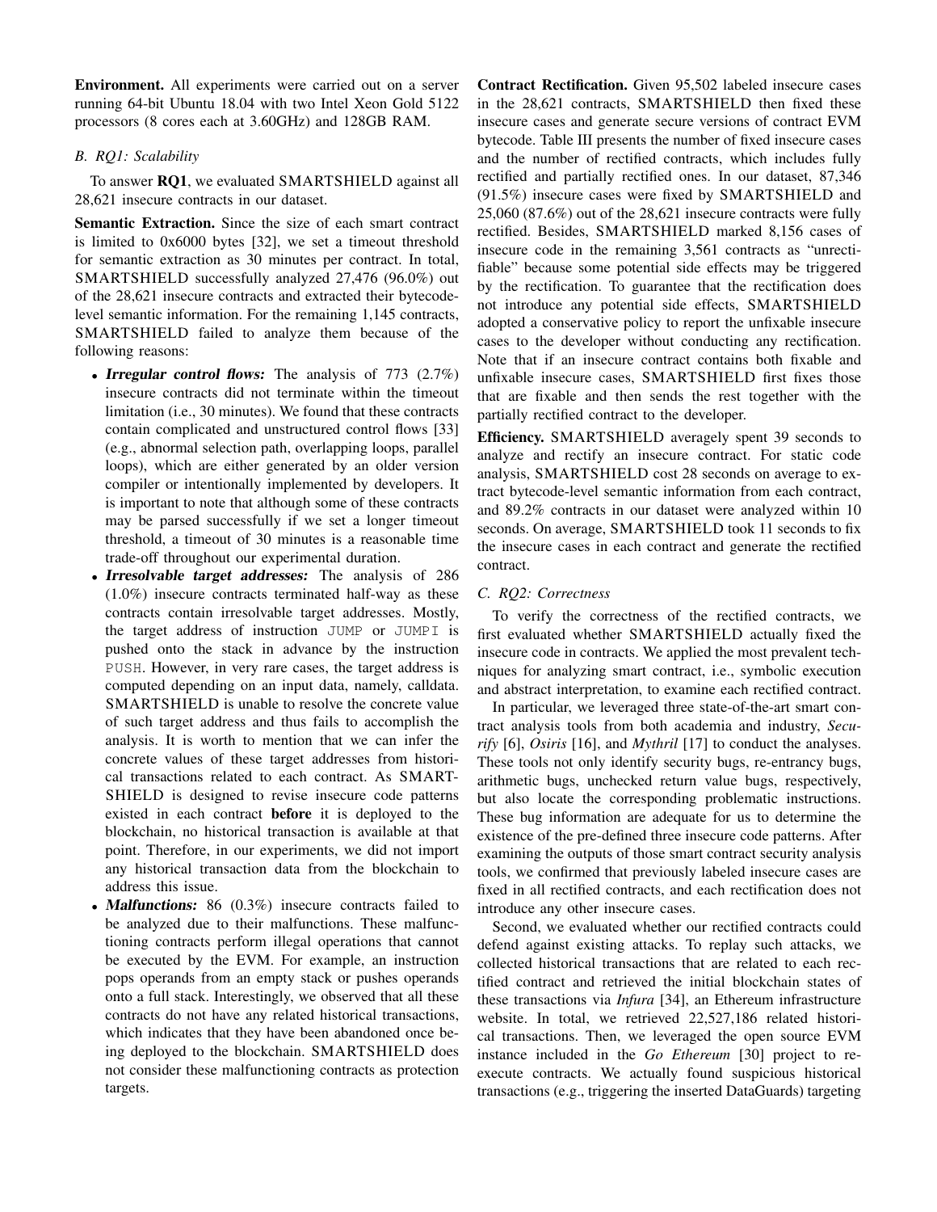**Environment.** All experiments were carried out on a server running 64-bit Ubuntu 18.04 with two Intel Xeon Gold 5122 processors (8 cores each at 3.60GHz) and 128GB RAM.

### *B. RQ1: Scalability*

To answer **RQ1**, we evaluated SMARTSHIELD against all 28,621 insecure contracts in our dataset.

**Semantic Extraction.** Since the size of each smart contract is limited to 0x6000 bytes [32], we set a timeout threshold for semantic extraction as 30 minutes per contract. In total, SMARTSHIELD successfully analyzed 27,476 (96.0%) out of the 28,621 insecure contracts and extracted their bytecode-level semantic information. For the remaining 1,145 contracts, SMARTSHIELD failed to analyze them because of the following reasons:

- ***Irregular control flows:*** The analysis of 773 (2.7%) insecure contracts did not terminate within the timeout limitation (i.e., 30 minutes). We found that these contracts contain complicated and unstructured control flows [33] (e.g., abnormal selection path, overlapping loops, parallel loops), which are either generated by an older version compiler or intentionally implemented by developers. It is important to note that although some of these contracts may be parsed successfully if we set a longer timeout threshold, a timeout of 30 minutes is a reasonable time trade-off throughout our experimental duration.
- ***Irresolvable target addresses:*** The analysis of 286 (1.0%) insecure contracts terminated half-way as these contracts contain irresolvable target addresses. Mostly, the target address of instruction `JUMP` or `JUMPI` is pushed onto the stack in advance by the instruction `PUSH`. However, in very rare cases, the target address is computed depending on an input data, namely, calldata. SMARTSHIELD is unable to resolve the concrete value of such target address and thus fails to accomplish the analysis. It is worth to mention that we can infer the concrete values of these target addresses from historical transactions related to each contract. As SMARTSHIELD is designed to revise insecure code patterns existed in each contract **before** it is deployed to the blockchain, no historical transaction is available at that point. Therefore, in our experiments, we did not import any historical transaction data from the blockchain to address this issue.
- ***Malfunctions:*** 86 (0.3%) insecure contracts failed to be analyzed due to their malfunctions. These malfunctioning contracts perform illegal operations that cannot be executed by the EVM. For example, an instruction pops operands from an empty stack or pushes operands onto a full stack. Interestingly, we observed that all these contracts do not have any related historical transactions, which indicates that they have been abandoned once being deployed to the blockchain. SMARTSHIELD does not consider these malfunctioning contracts as protection targets.

**Contract Rectification.** Given 95,502 labeled insecure cases in the 28,621 contracts, SMARTSHIELD then fixed these insecure cases and generate secure versions of contract EVM bytecode. Table III presents the number of fixed insecure cases and the number of rectified contracts, which includes fully rectified and partially rectified ones. In our dataset, 87,346 (91.5%) insecure cases were fixed by SMARTSHIELD and 25,060 (87.6%) out of the 28,621 insecure contracts were fully rectified. Besides, SMARTSHIELD marked 8,156 cases of insecure code in the remaining 3,561 contracts as "unrectifiable" because some potential side effects may be triggered by the rectification. To guarantee that the rectification does not introduce any potential side effects, SMARTSHIELD adopted a conservative policy to report the unfixable insecure cases to the developer without conducting any rectification. Note that if an insecure contract contains both fixable and unfixable insecure cases, SMARTSHIELD first fixes those that are fixable and then sends the rest together with the partially rectified contract to the developer.

**Efficiency.** SMARTSHIELD averagely spent 39 seconds to analyze and rectify an insecure contract. For static code analysis, SMARTSHIELD cost 28 seconds on average to extract bytecode-level semantic information from each contract, and 89.2% contracts in our dataset were analyzed within 10 seconds. On average, SMARTSHIELD took 11 seconds to fix the insecure cases in each contract and generate the rectified contract.

### *C. RQ2: Correctness*

To verify the correctness of the rectified contracts, we first evaluated whether SMARTSHIELD actually fixed the insecure code in contracts. We applied the most prevalent techniques for analyzing smart contract, i.e., symbolic execution and abstract interpretation, to examine each rectified contract.

In particular, we leveraged three state-of-the-art smart contract analysis tools from both academia and industry, *Securify* [6], *Osiris* [16], and *Mythril* [17] to conduct the analyses. These tools not only identify security bugs, re-entrancy bugs, arithmetic bugs, unchecked return value bugs, respectively, but also locate the corresponding problematic instructions. These bug information are adequate for us to determine the existence of the pre-defined three insecure code patterns. After examining the outputs of those smart contract security analysis tools, we confirmed that previously labeled insecure cases are fixed in all rectified contracts, and each rectification does not introduce any other insecure cases.

Second, we evaluated whether our rectified contracts could defend against existing attacks. To replay such attacks, we collected historical transactions that are related to each rectified contract and retrieved the initial blockchain states of these transactions via *Infura* [34], an Ethereum infrastructure website. In total, we retrieved 22,527,186 related historical transactions. Then, we leveraged the open source EVM instance included in the *Go Ethereum* [30] project to re-execute contracts. We actually found suspicious historical transactions (e.g., triggering the inserted DataGuards) targeting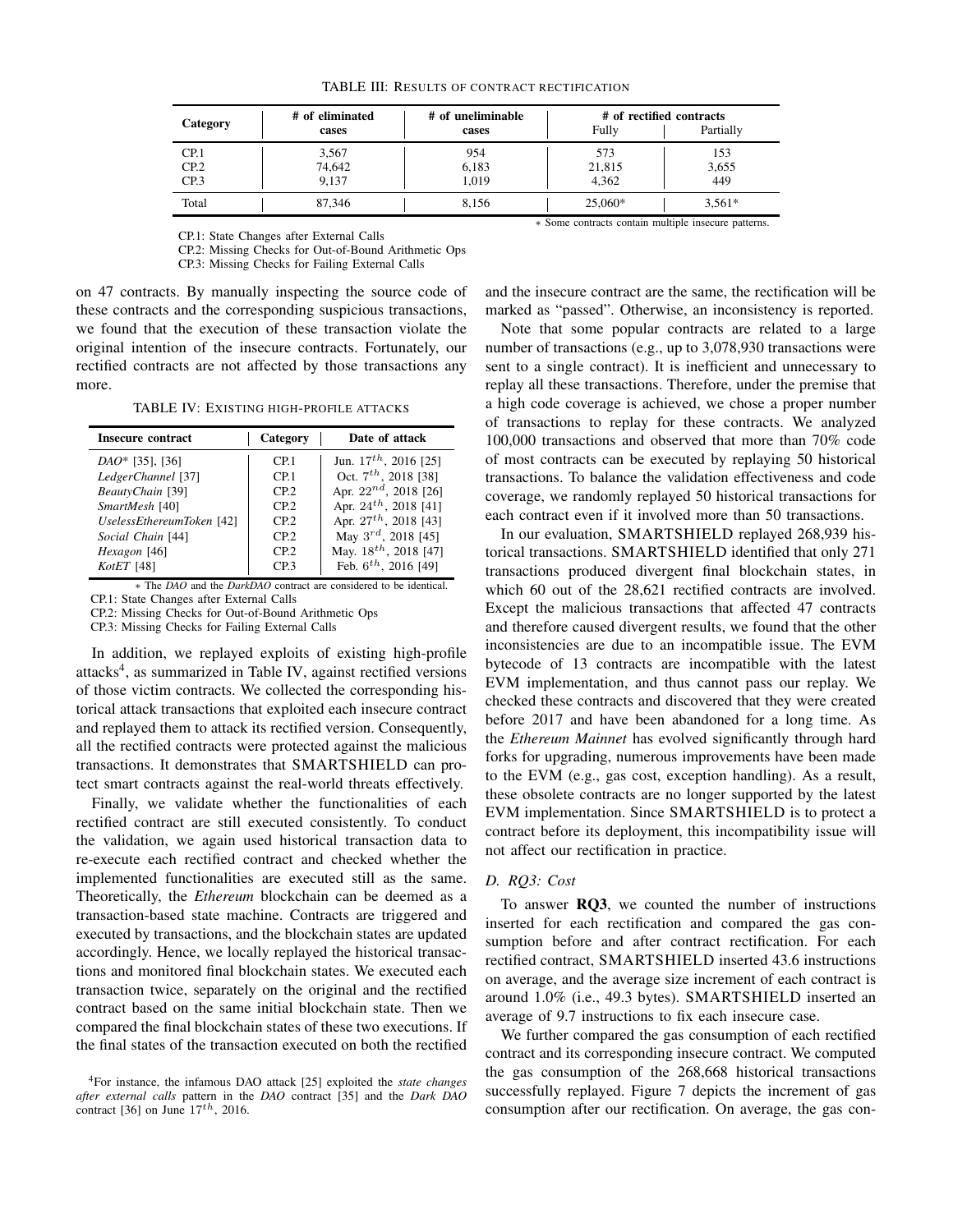TABLE III: Results of contract rectification

| Category | # of eliminated cases | # of uneliminable cases | # of rectified contracts | |
|---|---|---|---|---|
| | | | Fully | Partially |
| CP.1 | 3,567 | 954 | 573 | 153 |
| CP.2 | 74,642 | 6,183 | 21,815 | 3,655 |
| CP.3 | 9,137 | 1,019 | 4,362 | 449 |
| Total | 87,346 | 8,156 | 25,060* | 3,561* |

∗ Some contracts contain multiple insecure patterns.

CP.1: State Changes after External Calls
CP.2: Missing Checks for Out-of-Bound Arithmetic Ops
CP.3: Missing Checks for Failing External Calls

on 47 contracts. By manually inspecting the source code of these contracts and the corresponding suspicious transactions, we found that the execution of these transaction violate the original intention of the insecure contracts. Fortunately, our rectified contracts are not affected by those transactions any more.

TABLE IV: Existing high-profile attacks

| Insecure contract | Category | Date of attack |
|---|---|---|
| *DAO** [35], [36] | CP.1 | Jun. $17^{th}$, 2016 [25] |
| *LedgerChannel* [37] | CP.1 | Oct. $7^{th}$, 2018 [38] |
| *BeautyChain* [39] | CP.2 | Apr. $22^{nd}$, 2018 [26] |
| *SmartMesh* [40] | CP.2 | Apr. $24^{th}$, 2018 [41] |
| *UselessEthereumToken* [42] | CP.2 | Apr. $27^{th}$, 2018 [43] |
| *Social Chain* [44] | CP.2 | May $3^{rd}$, 2018 [45] |
| *Hexagon* [46] | CP.2 | May. $18^{th}$, 2018 [47] |
| *KotET* [48] | CP.3 | Feb. $6^{th}$, 2016 [49] |

∗ The *DAO* and the *DarkDAO* contract are considered to be identical.
CP.1: State Changes after External Calls
CP.2: Missing Checks for Out-of-Bound Arithmetic Ops
CP.3: Missing Checks for Failing External Calls

In addition, we replayed exploits of existing high-profile attacks[4], as summarized in Table IV, against rectified versions of those victim contracts. We collected the corresponding historical attack transactions that exploited each insecure contract and replayed them to attack its rectified version. Consequently, all the rectified contracts were protected against the malicious transactions. It demonstrates that SMARTSHIELD can protect smart contracts against the real-world threats effectively.

Finally, we validate whether the functionalities of each rectified contract are still executed consistently. To conduct the validation, we again used historical transaction data to re-execute each rectified contract and checked whether the implemented functionalities are executed still as the same. Theoretically, the *Ethereum* blockchain can be deemed as a transaction-based state machine. Contracts are triggered and executed by transactions, and the blockchain states are updated accordingly. Hence, we locally replayed the historical transactions and monitored final blockchain states. We executed each transaction twice, separately on the original and the rectified contract based on the same initial blockchain state. Then we compared the final blockchain states of these two executions. If the final states of the transaction executed on both the rectified and the insecure contract are the same, the rectification will be marked as "passed". Otherwise, an inconsistency is reported.

Note that some popular contracts are related to a large number of transactions (e.g., up to 3,078,930 transactions were sent to a single contract). It is inefficient and unnecessary to replay all these transactions. Therefore, under the premise that a high code coverage is achieved, we chose a proper number of transactions to replay for these contracts. We analyzed 100,000 transactions and observed that more than 70% code of most contracts can be executed by replaying 50 historical transactions. To balance the validation effectiveness and code coverage, we randomly replayed 50 historical transactions for each contract even if it involved more than 50 transactions.

In our evaluation, SMARTSHIELD replayed 268,939 historical transactions. SMARTSHIELD identified that only 271 transactions produced divergent final blockchain states, in which 60 out of the 28,621 rectified contracts are involved. Except the malicious transactions that affected 47 contracts and therefore caused divergent results, we found that the other inconsistencies are due to an incompatible issue. The EVM bytecode of 13 contracts are incompatible with the latest EVM implementation, and thus cannot pass our replay. We checked these contracts and discovered that they were created before 2017 and have been abandoned for a long time. As the *Ethereum Mainnet* has evolved significantly through hard forks for upgrading, numerous improvements have been made to the EVM (e.g., gas cost, exception handling). As a result, these obsolete contracts are no longer supported by the latest EVM implementation. Since SMARTSHIELD is to protect a contract before its deployment, this incompatibility issue will not affect our rectification in practice.

### D. RQ3: Cost

To answer **RQ3**, we counted the number of instructions inserted for each rectification and compared the gas consumption before and after contract rectification. For each rectified contract, SMARTSHIELD inserted 43.6 instructions on average, and the average size increment of each contract is around 1.0% (i.e., 49.3 bytes). SMARTSHIELD inserted an average of 9.7 instructions to fix each insecure case.

We further compared the gas consumption of each rectified contract and its corresponding insecure contract. We computed the gas consumption of the 268,668 historical transactions successfully replayed. Figure 7 depicts the increment of gas consumption after our rectification. On average, the gas con-

[4] For instance, the infamous DAO attack [25] exploited the *state changes after external calls* pattern in the *DAO* contract [35] and the *Dark DAO* contract [36] on June $17^{th}$, 2016.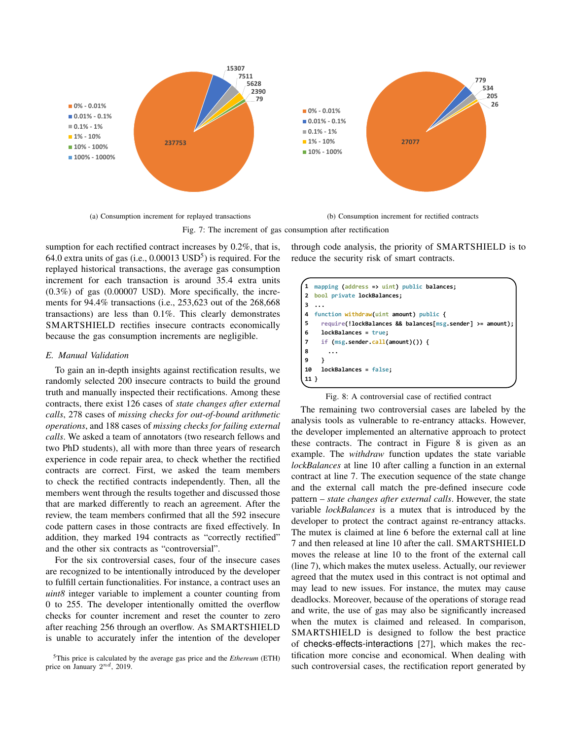(a) Consumption increment for replayed transactions

(b) Consumption increment for rectified contracts

Fig. 7: The increment of gas consumption after rectification

sumption for each rectified contract increases by 0.2%, that is, 64.0 extra units of gas (i.e., 0.00013 USD[5]) is required. For the replayed historical transactions, the average gas consumption increment for each transaction is around 35.4 extra units (0.3%) of gas (0.00007 USD). More specifically, the increments for 94.4% transactions (i.e., 253,623 out of the 268,668 transactions) are less than 0.1%. This clearly demonstrates SMARTSHIELD rectifies insecure contracts economically because the gas consumption increments are negligible.

### *E. Manual Validation*

To gain an in-depth insights against rectification results, we randomly selected 200 insecure contracts to build the ground truth and manually inspected their rectifications. Among these contracts, there exist 126 cases of *state changes after external calls*, 278 cases of *missing checks for out-of-bound arithmetic operations*, and 188 cases of *missing checks for failing external calls*. We asked a team of annotators (two research fellows and two PhD students), all with more than three years of research experience in code repair area, to check whether the rectified contracts are correct. First, we asked the team members to check the rectified contracts independently. Then, all the members went through the results together and discussed those that are marked differently to reach an agreement. After the review, the team members confirmed that all the 592 insecure code pattern cases in those contracts are fixed effectively. In addition, they marked 194 contracts as "correctly rectified" and the other six contracts as "controversial".

For the six controversial cases, four of the insecure cases are recognized to be intentionally introduced by the developer to fulfill certain functionalities. For instance, a contract uses an *uint8* integer variable to implement a counter counting from 0 to 255. The developer intentionally omitted the overflow checks for counter increment and reset the counter to zero after reaching 256 through an overflow. As SMARTSHIELD is unable to accurately infer the intention of the developer through code analysis, the priority of SMARTSHIELD is to reduce the security risk of smart contracts.

```
1  mapping (address => uint) public balances;
2  bool private lockBalances;
3  ...
4  function withdraw(uint amount) public {
5    require(!lockBalances && balances[msg.sender] >= amount);
6    lockBalances = true;
7    if (msg.sender.call(amount)()) {
8      ...
9    }
10   lockBalances = false;
11 }
```

Fig. 8: A controversial case of rectified contract

The remaining two controversial cases are labeled by the analysis tools as vulnerable to re-entrancy attacks. However, the developer implemented an alternative approach to protect these contracts. The contract in Figure 8 is given as an example. The *withdraw* function updates the state variable *lockBalances* at line 10 after calling a function in an external contract at line 7. The execution sequence of the state change and the external call match the pre-defined insecure code pattern – *state changes after external calls*. However, the state variable *lockBalances* is a mutex that is introduced by the developer to protect the contract against re-entrancy attacks. The mutex is claimed at line 6 before the external call at line 7 and then released at line 10 after the call. SMARTSHIELD moves the release at line 10 to the front of the external call (line 7), which makes the mutex useless. Actually, our reviewer agreed that the mutex used in this contract is not optimal and may lead to new issues. For instance, the mutex may cause deadlocks. Moreover, because of the operations of storage read and write, the use of gas may also be significantly increased when the mutex is claimed and released. In comparison, SMARTSHIELD is designed to follow the best practice of checks-effects-interactions [27], which makes the rectification more concise and economical. When dealing with such controversial cases, the rectification report generated by

[5] This price is calculated by the average gas price and the *Ethereum* (ETH) price on January $2^{nd}$, 2019.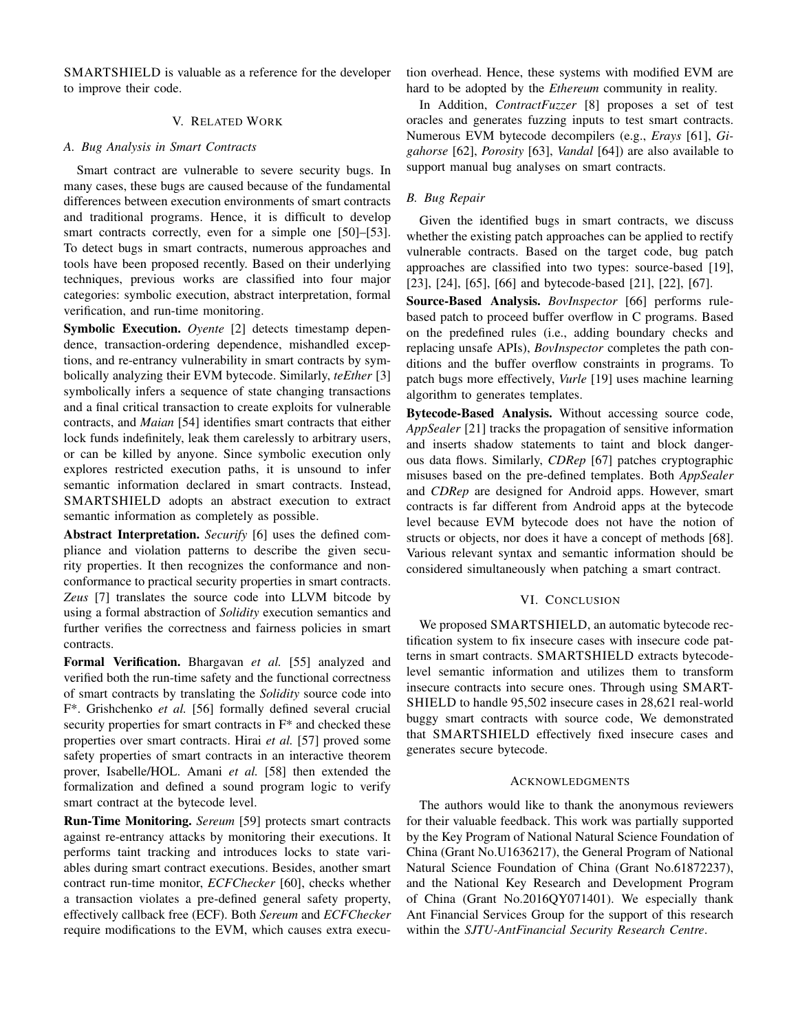SMARTSHIELD is valuable as a reference for the developer to improve their code.

## V. Related Work

### A. Bug Analysis in Smart Contracts

Smart contract are vulnerable to severe security bugs. In many cases, these bugs are caused because of the fundamental differences between execution environments of smart contracts and traditional programs. Hence, it is difficult to develop smart contracts correctly, even for a simple one [50]–[53]. To detect bugs in smart contracts, numerous approaches and tools have been proposed recently. Based on their underlying techniques, previous works are classified into four major categories: symbolic execution, abstract interpretation, formal verification, and run-time monitoring.

**Symbolic Execution.** *Oyente* [2] detects timestamp dependence, transaction-ordering dependence, mishandled exceptions, and re-entrancy vulnerability in smart contracts by symbolically analyzing their EVM bytecode. Similarly, *teEther* [3] symbolically infers a sequence of state changing transactions and a final critical transaction to create exploits for vulnerable contracts, and *Maian* [54] identifies smart contracts that either lock funds indefinitely, leak them carelessly to arbitrary users, or can be killed by anyone. Since symbolic execution only explores restricted execution paths, it is unsound to infer semantic information declared in smart contracts. Instead, SMARTSHIELD adopts an abstract execution to extract semantic information as completely as possible.

**Abstract Interpretation.** *Securify* [6] uses the defined compliance and violation patterns to describe the given security properties. It then recognizes the conformance and nonconformance to practical security properties in smart contracts. *Zeus* [7] translates the source code into LLVM bitcode by using a formal abstraction of *Solidity* execution semantics and further verifies the correctness and fairness policies in smart contracts.

**Formal Verification.** Bhargavan *et al.* [55] analyzed and verified both the run-time safety and the functional correctness of smart contracts by translating the *Solidity* source code into F*. Grishchenko *et al.* [56] formally defined several crucial security properties for smart contracts in F* and checked these properties over smart contracts. Hirai *et al.* [57] proved some safety properties of smart contracts in an interactive theorem prover, Isabelle/HOL. Amani *et al.* [58] then extended the formalization and defined a sound program logic to verify smart contract at the bytecode level.

**Run-Time Monitoring.** *Sereum* [59] protects smart contracts against re-entrancy attacks by monitoring their executions. It performs taint tracking and introduces locks to state variables during smart contract executions. Besides, another smart contract run-time monitor, *ECFChecker* [60], checks whether a transaction violates a pre-defined general safety property, effectively callback free (ECF). Both *Sereum* and *ECFChecker* require modifications to the EVM, which causes extra execution overhead. Hence, these systems with modified EVM are hard to be adopted by the *Ethereum* community in reality.

In Addition, *ContractFuzzer* [8] proposes a set of test oracles and generates fuzzing inputs to test smart contracts. Numerous EVM bytecode decompilers (e.g., *Erays* [61], *Gigahorse* [62], *Porosity* [63], *Vandal* [64]) are also available to support manual bug analyses on smart contracts.

### B. Bug Repair

Given the identified bugs in smart contracts, we discuss whether the existing patch approaches can be applied to rectify vulnerable contracts. Based on the target code, bug patch approaches are classified into two types: source-based [19], [23], [24], [65], [66] and bytecode-based [21], [22], [67].

**Source-Based Analysis.** *BovInspector* [66] performs rule-based patch to proceed buffer overflow in C programs. Based on the predefined rules (i.e., adding boundary checks and replacing unsafe APIs), *BovInspector* completes the path conditions and the buffer overflow constraints in programs. To patch bugs more effectively, *Vurle* [19] uses machine learning algorithm to generates templates.

**Bytecode-Based Analysis.** Without accessing source code, *AppSealer* [21] tracks the propagation of sensitive information and inserts shadow statements to taint and block dangerous data flows. Similarly, *CDRep* [67] patches cryptographic misuses based on the pre-defined templates. Both *AppSealer* and *CDRep* are designed for Android apps. However, smart contracts is far different from Android apps at the bytecode level because EVM bytecode does not have the notion of structs or objects, nor does it have a concept of methods [68]. Various relevant syntax and semantic information should be considered simultaneously when patching a smart contract.

## VI. Conclusion

We proposed SMARTSHIELD, an automatic bytecode rectification system to fix insecure cases with insecure code patterns in smart contracts. SMARTSHIELD extracts bytecode-level semantic information and utilizes them to transform insecure contracts into secure ones. Through using SMARTSHIELD to handle 95,502 insecure cases in 28,621 real-world buggy smart contracts with source code, We demonstrated that SMARTSHIELD effectively fixed insecure cases and generates secure bytecode.

## Acknowledgments

The authors would like to thank the anonymous reviewers for their valuable feedback. This work was partially supported by the Key Program of National Natural Science Foundation of China (Grant No.U1636217), the General Program of National Natural Science Foundation of China (Grant No.61872237), and the National Key Research and Development Program of China (Grant No.2016QY071401). We especially thank Ant Financial Services Group for the support of this research within the *SJTU-AntFinancial Security Research Centre*.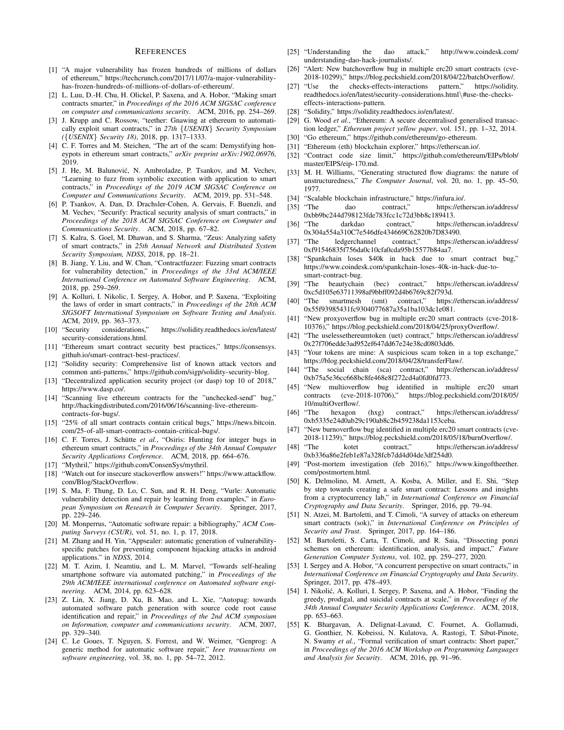## References

[1] "A major vulnerability has frozen hundreds of millions of dollars of ethereum," https://techcrunch.com/2017/11/07/a-major-vulnerability-has-frozen-hundreds-of-millions-of-dollars-of-ethereum/.

[2] L. Luu, D.-H. Chu, H. Olickel, P. Saxena, and A. Hobor, "Making smart contracts smarter," in *Proceedings of the 2016 ACM SIGSAC conference on computer and communications security*. ACM, 2016, pp. 254–269.

[3] J. Krupp and C. Rossow, "teether: Gnawing at ethereum to automatically exploit smart contracts," in *27th {USENIX} Security Symposium ({USENIX} Security 18)*, 2018, pp. 1317–1333.

[4] C. F. Torres and M. Steichen, "The art of the scam: Demystifying honeypots in ethereum smart contracts," *arXiv preprint arXiv:1902.06976*, 2019.

[5] J. He, M. Balunović, N. Ambroladze, P. Tsankov, and M. Vechev, "Learning to fuzz from symbolic execution with application to smart contracts," in *Proceedings of the 2019 ACM SIGSAC Conference on Computer and Communications Security*. ACM, 2019, pp. 531–548.

[6] P. Tsankov, A. Dan, D. Drachsler-Cohen, A. Gervais, F. Buenzli, and M. Vechev, "Securify: Practical security analysis of smart contracts," in *Proceedings of the 2018 ACM SIGSAC Conference on Computer and Communications Security*. ACM, 2018, pp. 67–82.

[7] S. Kalra, S. Goel, M. Dhawan, and S. Sharma, "Zeus: Analyzing safety of smart contracts," in *25th Annual Network and Distributed System Security Symposium, NDSS*, 2018, pp. 18–21.

[8] B. Jiang, Y. Liu, and W. Chan, "Contractfuzzer: Fuzzing smart contracts for vulnerability detection," in *Proceedings of the 33rd ACM/IEEE International Conference on Automated Software Engineering*. ACM, 2018, pp. 259–269.

[9] A. Kolluri, I. Nikolic, I. Sergey, A. Hobor, and P. Saxena, "Exploiting the laws of order in smart contracts," in *Proceedings of the 28th ACM SIGSOFT International Symposium on Software Testing and Analysis*. ACM, 2019, pp. 363–373.

[10] "Security considerations," https://solidity.readthedocs.io/en/latest/security-considerations.html.

[11] "Ethereum smart contract security best practices," https://consensys.github.io/smart-contract-best-practices/.

[12] "Solidity security: Comprehensive list of known attack vectors and common anti-patterns," https://github.com/sigp/solidity-security-blog.

[13] "Decentralized application security project (or dasp) top 10 of 2018," https://www.dasp.co/.

[14] "Scanning live ethereum contracts for the "unchecked-send" bug," http://hackingdistributed.com/2016/06/16/scanning-live-ethereum-contracts-for-bugs/.

[15] "25% of all smart contracts contain critical bugs," https://news.bitcoin.com/25-of-all-smart-contracts-contain-critical-bugs/.

[16] C. F. Torres, J. Schütte *et al.*, "Osiris: Hunting for integer bugs in ethereum smart contracts," in *Proceedings of the 34th Annual Computer Security Applications Conference*. ACM, 2018, pp. 664–676.

[17] "Mythril," https://github.com/ConsenSys/mythril.

[18] "Watch out for insecure stackoverflow answers!" https://www.attackflow.com/Blog/StackOverflow.

[19] S. Ma, F. Thung, D. Lo, C. Sun, and R. H. Deng, "Vurle: Automatic vulnerability detection and repair by learning from examples," in *European Symposium on Research in Computer Security*. Springer, 2017, pp. 229–246.

[20] M. Monperrus, "Automatic software repair: a bibliography," *ACM Computing Surveys (CSUR)*, vol. 51, no. 1, p. 17, 2018.

[21] M. Zhang and H. Yin, "Appsealer: automatic generation of vulnerability-specific patches for preventing component hijacking attacks in android applications." in *NDSS*, 2014.

[22] M. T. Azim, I. Neamtiu, and L. M. Marvel, "Towards self-healing smartphone software via automated patching," in *Proceedings of the 29th ACM/IEEE international conference on Automated software engineering*. ACM, 2014, pp. 623–628.

[23] Z. Lin, X. Jiang, D. Xu, B. Mao, and L. Xie, "Autopag: towards automated software patch generation with source code root cause identification and repair," in *Proceedings of the 2nd ACM symposium on Information, computer and communications security*. ACM, 2007, pp. 329–340.

[24] C. Le Goues, T. Nguyen, S. Forrest, and W. Weimer, "Genprog: A generic method for automatic software repair," *Ieee transactions on software engineering*, vol. 38, no. 1, pp. 54–72, 2012.

[25] "Understanding the dao attack," http://www.coindesk.com/understanding-dao-hack-journalists/.

[26] "Alert: New batchoverflow bug in multiple erc20 smart contracts (cve-2018-10299)," https://blog.peckshield.com/2018/04/22/batchOverflow/.

[27] "Use the checks-effects-interactions pattern," https://solidity.readthedocs.io/en/latest/security-considerations.html\#use-the-checks-effects-interactions-pattern.

[28] "Solidity," https://solidity.readthedocs.io/en/latest/.

[29] G. Wood *et al.*, "Ethereum: A secure decentralised generalised transaction ledger," *Ethereum project yellow paper*, vol. 151, pp. 1–32, 2014.

[30] "Go ethereum," https://github.com/ethereum/go-ethereum.

[31] "Ethereum (eth) blockchain explorer," https://etherscan.io/.

[32] "Contract code size limit," https://github.com/ethereum/EIPs/blob/master/EIPS/eip-170.md.

[33] M. H. Williams, "Generating structured flow diagrams: the nature of unstructuredness," *The Computer Journal*, vol. 20, no. 1, pp. 45–50, 1977.

[34] "Scalable blockchain infrastructure," https://infura.io/.

[35] "The dao contract," https://etherscan.io/address/0xbb9bc244d798123fde783fcc1c72d3bb8c189413.

[36] "The darkdao contract," https://etherscan.io/address/0x304a554a310C7e546dfe434669C62820b7D83490.

[37] "The ledgerchannel contract," https://etherscan.io/address/0xf91546835f756da0c10cfa0cda95b15577b84aa7.

[38] "Spankchain loses $40k in hack due to smart contract bug," https://www.coindesk.com/spankchain-loses-40k-in-hack-due-to-smart-contract-bug.

[39] "The beautychain (bec) contract," https://etherscan.io/address/0xc5d105e63711398af9bbff092d4b6769c82f793d.

[40] "The smartmesh (smt) contract," https://etherscan.io/address/0x55f93985431fc9304077687a35a1ba103dc1e081.

[41] "New proxyoverflow bug in multiple erc20 smart contracts (cve-2018-10376)," https://blog.peckshield.com/2018/04/25/proxyOverflow/.

[42] "The uselessethereumtoken (uet) contract," https://etherscan.io/address/0x27f706edde3ad952ef647dd67e24e38cd0803dd6.

[43] "Your tokens are mine: A suspicious scam token in a top exchange," https://blog.peckshield.com/2018/04/28/transferFlaw/.

[44] "The social chain (sca) contract," https://etherscan.io/address/0xb75a5e36cc668bc8fe468e8f272cd4a0fd0fd773.

[45] "New multioverflow bug identified in multiple erc20 smart contracts (cve-2018-10706)," https://blog.peckshield.com/2018/05/10/multiOverflow/.

[46] "The hexagon (hxg) contract," https://etherscan.io/address/0xb5335e24d0ab29c190ab8c2b459238da1153ceba.

[47] "New burnoverflow bug identified in multiple erc20 smart contracts (cve-2018-11239)," https://blog.peckshield.com/2018/05/18/burnOverflow/.

[48] "The kotet contract," https://etherscan.io/address/0xb336a86e2feb1e87a328fcb7dd4d04de3df254d0.

[49] "Post-mortem investigation (feb 2016)," https://www.kingoftheether.com/postmortem.html.

[50] K. Delmolino, M. Arnett, A. Kosba, A. Miller, and E. Shi, "Step by step towards creating a safe smart contract: Lessons and insights from a cryptocurrency lab," in *International Conference on Financial Cryptography and Data Security*. Springer, 2016, pp. 79–94.

[51] N. Atzei, M. Bartoletti, and T. Cimoli, "A survey of attacks on ethereum smart contracts (sok)," in *International Conference on Principles of Security and Trust*. Springer, 2017, pp. 164–186.

[52] M. Bartoletti, S. Carta, T. Cimoli, and R. Saia, "Dissecting ponzi schemes on ethereum: identification, analysis, and impact," *Future Generation Computer Systems*, vol. 102, pp. 259–277, 2020.

[53] I. Sergey and A. Hobor, "A concurrent perspective on smart contracts," in *International Conference on Financial Cryptography and Data Security*. Springer, 2017, pp. 478–493.

[54] I. Nikolić, A. Kolluri, I. Sergey, P. Saxena, and A. Hobor, "Finding the greedy, prodigal, and suicidal contracts at scale," in *Proceedings of the 34th Annual Computer Security Applications Conference*. ACM, 2018, pp. 653–663.

[55] K. Bhargavan, A. Delignat-Lavaud, C. Fournet, A. Gollamudi, G. Gonthier, N. Kobeissi, N. Kulatova, A. Rastogi, T. Sibut-Pinote, N. Swamy *et al.*, "Formal verification of smart contracts: Short paper," in *Proceedings of the 2016 ACM Workshop on Programming Languages and Analysis for Security*. ACM, 2016, pp. 91–96.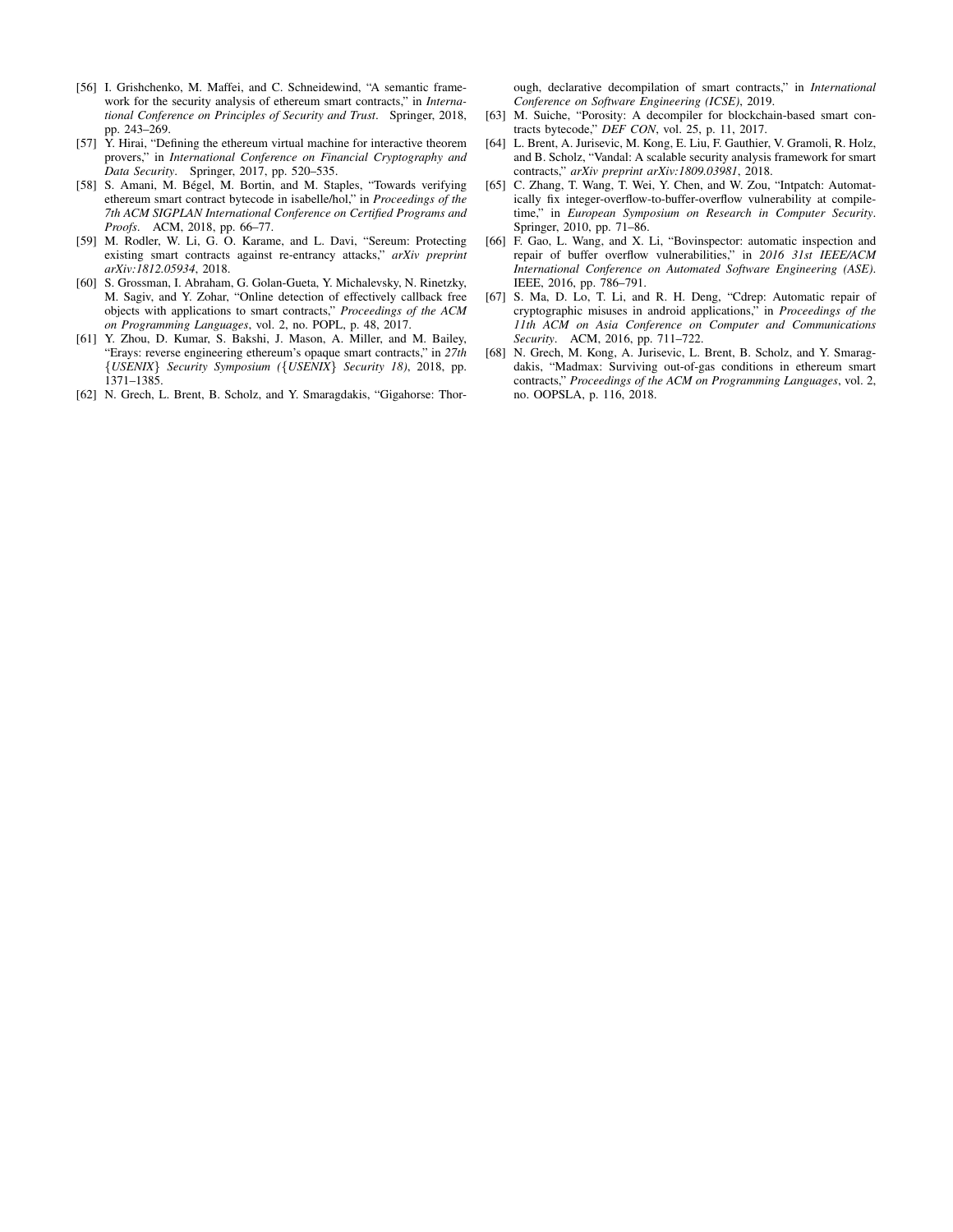[56] I. Grishchenko, M. Maffei, and C. Schneidewind, "A semantic framework for the security analysis of ethereum smart contracts," in *International Conference on Principles of Security and Trust*. Springer, 2018, pp. 243–269.

[57] Y. Hirai, "Defining the ethereum virtual machine for interactive theorem provers," in *International Conference on Financial Cryptography and Data Security*. Springer, 2017, pp. 520–535.

[58] S. Amani, M. Bégel, M. Bortin, and M. Staples, "Towards verifying ethereum smart contract bytecode in isabelle/hol," in *Proceedings of the 7th ACM SIGPLAN International Conference on Certified Programs and Proofs*. ACM, 2018, pp. 66–77.

[59] M. Rodler, W. Li, G. O. Karame, and L. Davi, "Sereum: Protecting existing smart contracts against re-entrancy attacks," *arXiv preprint arXiv:1812.05934*, 2018.

[60] S. Grossman, I. Abraham, G. Golan-Gueta, Y. Michalevsky, N. Rinetzky, M. Sagiv, and Y. Zohar, "Online detection of effectively callback free objects with applications to smart contracts," *Proceedings of the ACM on Programming Languages*, vol. 2, no. POPL, p. 48, 2017.

[61] Y. Zhou, D. Kumar, S. Bakshi, J. Mason, A. Miller, and M. Bailey, "Erays: reverse engineering ethereum's opaque smart contracts," in *27th {USENIX} Security Symposium ({USENIX} Security 18)*, 2018, pp. 1371–1385.

[62] N. Grech, L. Brent, B. Scholz, and Y. Smaragdakis, "Gigahorse: Thorough, declarative decompilation of smart contracts," in *International Conference on Software Engineering (ICSE)*, 2019.

[63] M. Suiche, "Porosity: A decompiler for blockchain-based smart contracts bytecode," *DEF CON*, vol. 25, p. 11, 2017.

[64] L. Brent, A. Jurisevic, M. Kong, E. Liu, F. Gauthier, V. Gramoli, R. Holz, and B. Scholz, "Vandal: A scalable security analysis framework for smart contracts," *arXiv preprint arXiv:1809.03981*, 2018.

[65] C. Zhang, T. Wang, T. Wei, Y. Chen, and W. Zou, "Intpatch: Automatically fix integer-overflow-to-buffer-overflow vulnerability at compile-time," in *European Symposium on Research in Computer Security*. Springer, 2010, pp. 71–86.

[66] F. Gao, L. Wang, and X. Li, "Bovinspector: automatic inspection and repair of buffer overflow vulnerabilities," in *2016 31st IEEE/ACM International Conference on Automated Software Engineering (ASE)*. IEEE, 2016, pp. 786–791.

[67] S. Ma, D. Lo, T. Li, and R. H. Deng, "Cdrep: Automatic repair of cryptographic misuses in android applications," in *Proceedings of the 11th ACM on Asia Conference on Computer and Communications Security*. ACM, 2016, pp. 711–722.

[68] N. Grech, M. Kong, A. Jurisevic, L. Brent, B. Scholz, and Y. Smaragdakis, "Madmax: Surviving out-of-gas conditions in ethereum smart contracts," *Proceedings of the ACM on Programming Languages*, vol. 2, no. OOPSLA, p. 116, 2018.